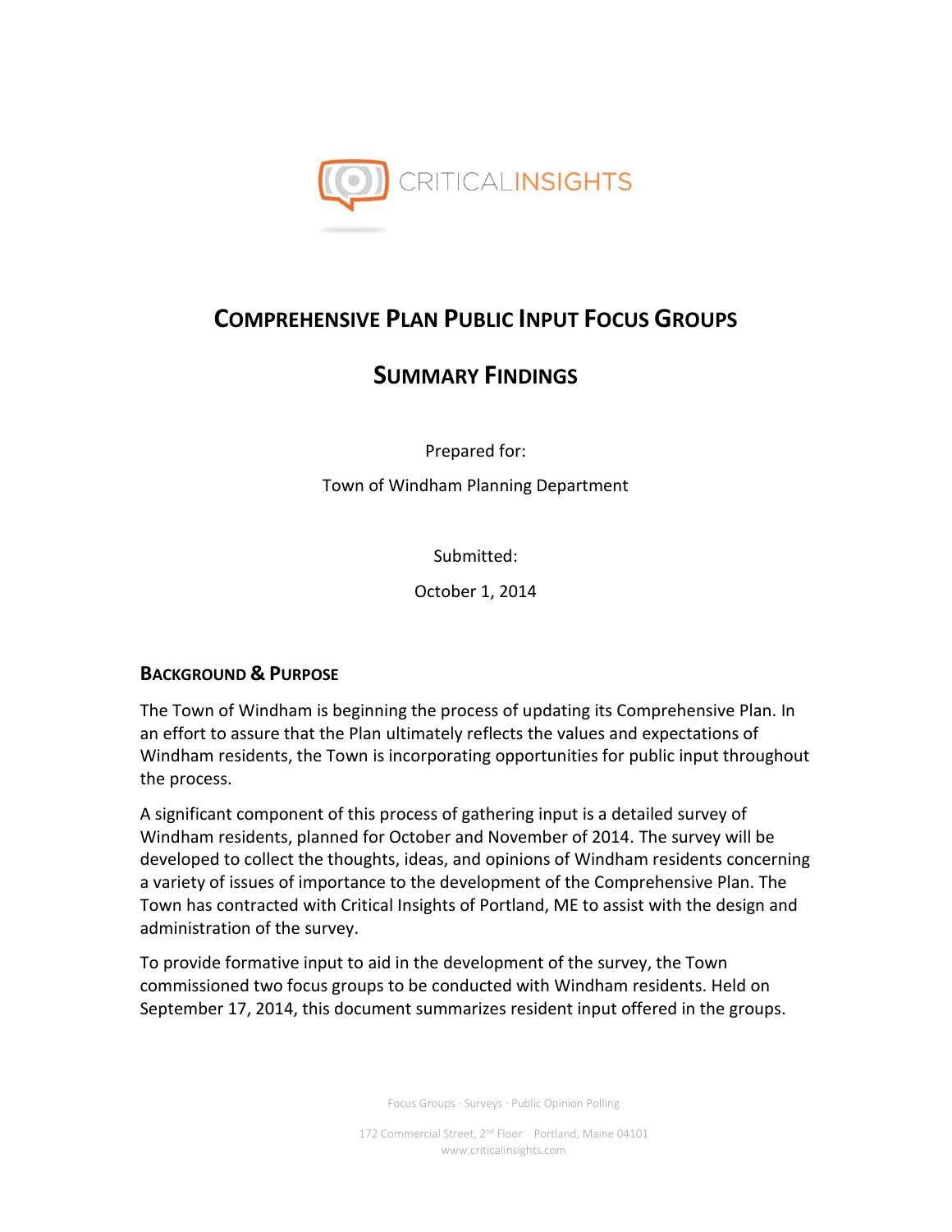CRITICALINSIGHTS

# Comprehensive Plan Public Input Focus Groups

# Summary Findings

Prepared for:

Town of Windham Planning Department

Submitted:

October 1, 2014

## Background & Purpose

The Town of Windham is beginning the process of updating its Comprehensive Plan. In an effort to assure that the Plan ultimately reflects the values and expectations of Windham residents, the Town is incorporating opportunities for public input throughout the process.

A significant component of this process of gathering input is a detailed survey of Windham residents, planned for October and November of 2014. The survey will be developed to collect the thoughts, ideas, and opinions of Windham residents concerning a variety of issues of importance to the development of the Comprehensive Plan. The Town has contracted with Critical Insights of Portland, ME to assist with the design and administration of the survey.

To provide formative input to aid in the development of the survey, the Town commissioned two focus groups to be conducted with Windham residents. Held on September 17, 2014, this document summarizes resident input offered in the groups.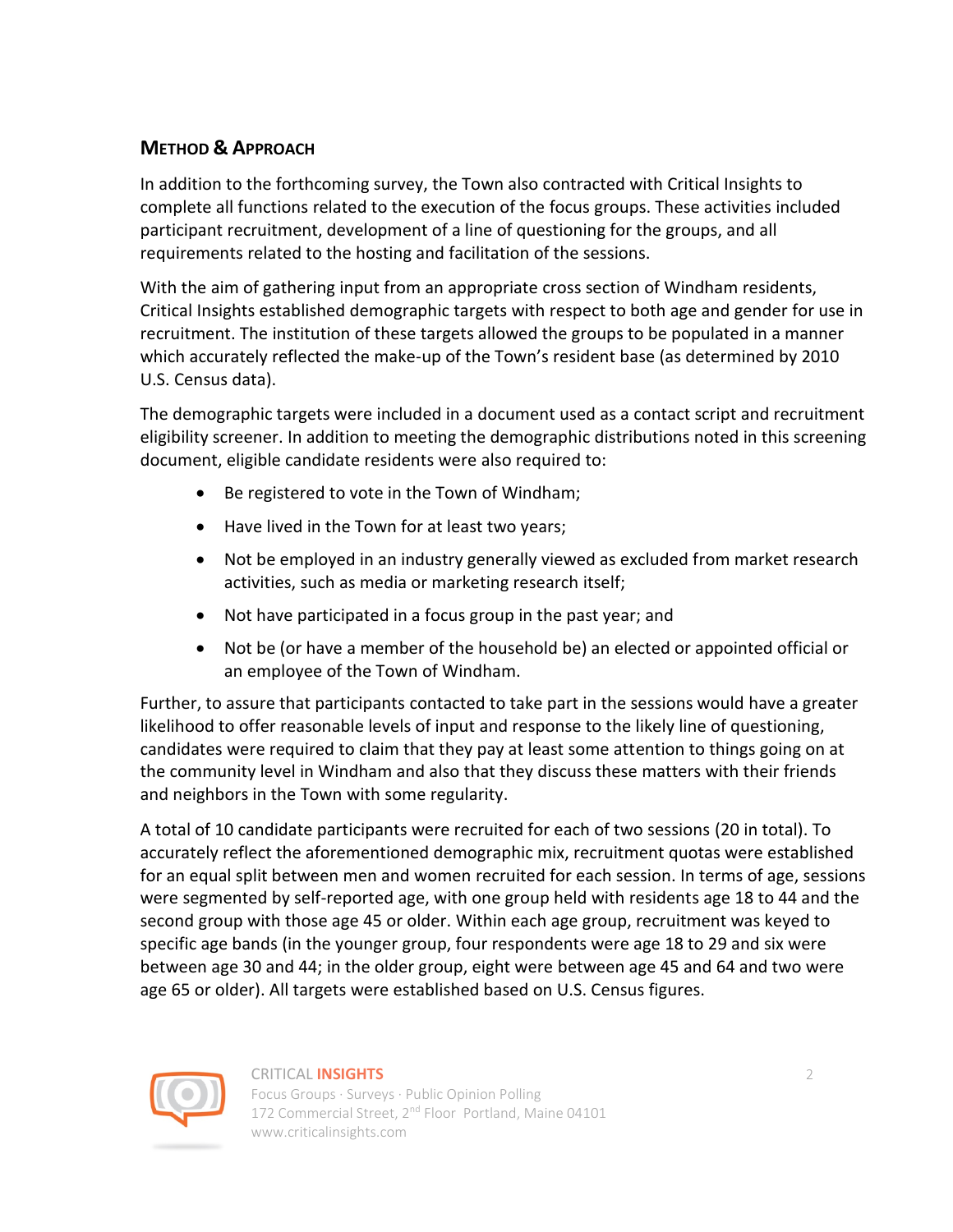## Method & Approach

In addition to the forthcoming survey, the Town also contracted with Critical Insights to complete all functions related to the execution of the focus groups. These activities included participant recruitment, development of a line of questioning for the groups, and all requirements related to the hosting and facilitation of the sessions.

With the aim of gathering input from an appropriate cross section of Windham residents, Critical Insights established demographic targets with respect to both age and gender for use in recruitment. The institution of these targets allowed the groups to be populated in a manner which accurately reflected the make-up of the Town's resident base (as determined by 2010 U.S. Census data).

The demographic targets were included in a document used as a contact script and recruitment eligibility screener. In addition to meeting the demographic distributions noted in this screening document, eligible candidate residents were also required to:

- Be registered to vote in the Town of Windham;
- Have lived in the Town for at least two years;
- Not be employed in an industry generally viewed as excluded from market research activities, such as media or marketing research itself;
- Not have participated in a focus group in the past year; and
- Not be (or have a member of the household be) an elected or appointed official or an employee of the Town of Windham.

Further, to assure that participants contacted to take part in the sessions would have a greater likelihood to offer reasonable levels of input and response to the likely line of questioning, candidates were required to claim that they pay at least some attention to things going on at the community level in Windham and also that they discuss these matters with their friends and neighbors in the Town with some regularity.

A total of 10 candidate participants were recruited for each of two sessions (20 in total). To accurately reflect the aforementioned demographic mix, recruitment quotas were established for an equal split between men and women recruited for each session. In terms of age, sessions were segmented by self-reported age, with one group held with residents age 18 to 44 and the second group with those age 45 or older. Within each age group, recruitment was keyed to specific age bands (in the younger group, four respondents were age 18 to 29 and six were between age 30 and 44; in the older group, eight were between age 45 and 64 and two were age 65 or older). All targets were established based on U.S. Census figures.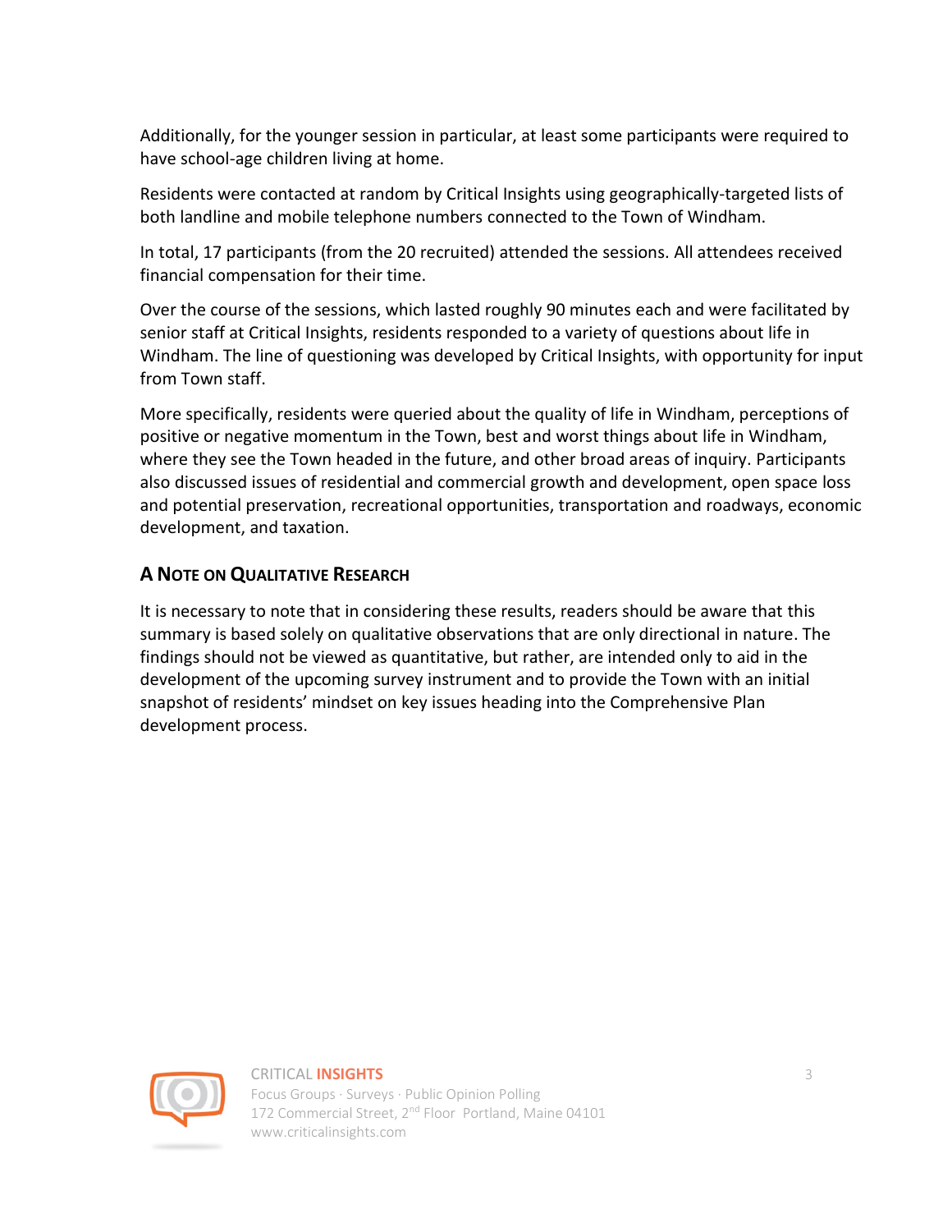Additionally, for the younger session in particular, at least some participants were required to have school-age children living at home.

Residents were contacted at random by Critical Insights using geographically-targeted lists of both landline and mobile telephone numbers connected to the Town of Windham.

In total, 17 participants (from the 20 recruited) attended the sessions. All attendees received financial compensation for their time.

Over the course of the sessions, which lasted roughly 90 minutes each and were facilitated by senior staff at Critical Insights, residents responded to a variety of questions about life in Windham. The line of questioning was developed by Critical Insights, with opportunity for input from Town staff.

More specifically, residents were queried about the quality of life in Windham, perceptions of positive or negative momentum in the Town, best and worst things about life in Windham, where they see the Town headed in the future, and other broad areas of inquiry. Participants also discussed issues of residential and commercial growth and development, open space loss and potential preservation, recreational opportunities, transportation and roadways, economic development, and taxation.

### A Note on Qualitative Research

It is necessary to note that in considering these results, readers should be aware that this summary is based solely on qualitative observations that are only directional in nature. The findings should not be viewed as quantitative, but rather, are intended only to aid in the development of the upcoming survey instrument and to provide the Town with an initial snapshot of residents' mindset on key issues heading into the Comprehensive Plan development process.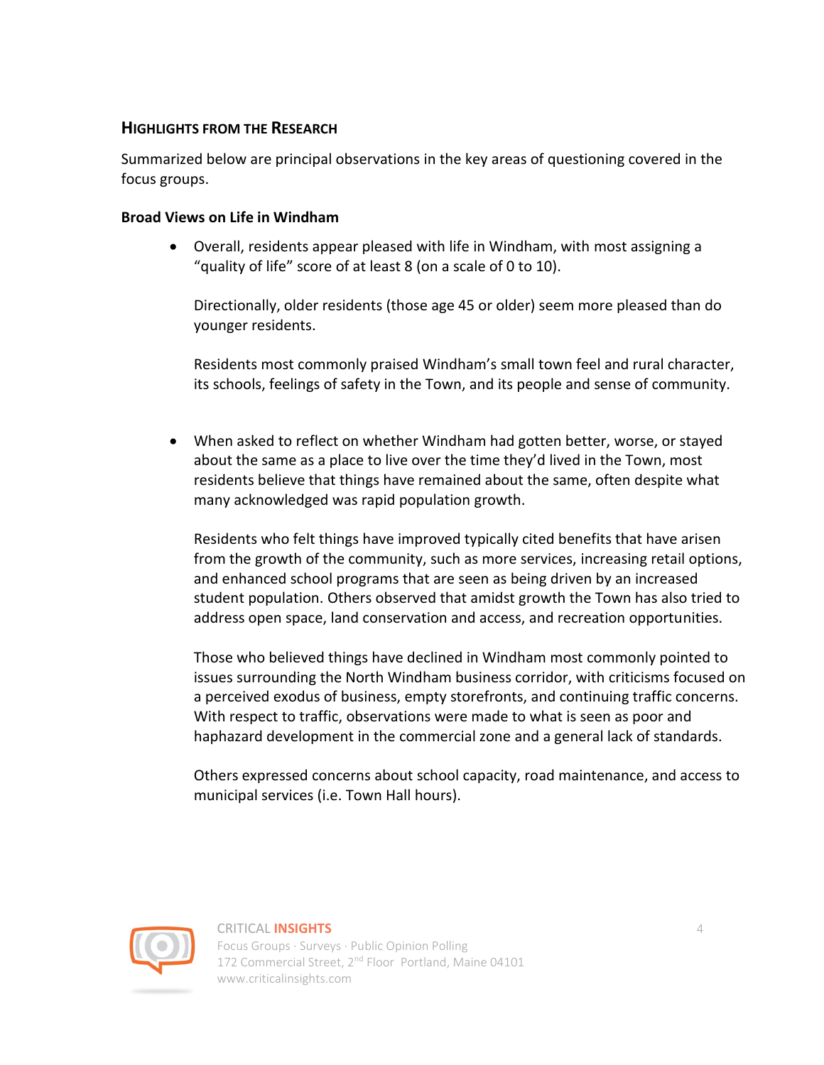## Highlights from the Research

Summarized below are principal observations in the key areas of questioning covered in the focus groups.

### Broad Views on Life in Windham

- Overall, residents appear pleased with life in Windham, with most assigning a "quality of life" score of at least 8 (on a scale of 0 to 10).

  Directionally, older residents (those age 45 or older) seem more pleased than do younger residents.

  Residents most commonly praised Windham's small town feel and rural character, its schools, feelings of safety in the Town, and its people and sense of community.

- When asked to reflect on whether Windham had gotten better, worse, or stayed about the same as a place to live over the time they'd lived in the Town, most residents believe that things have remained about the same, often despite what many acknowledged was rapid population growth.

  Residents who felt things have improved typically cited benefits that have arisen from the growth of the community, such as more services, increasing retail options, and enhanced school programs that are seen as being driven by an increased student population. Others observed that amidst growth the Town has also tried to address open space, land conservation and access, and recreation opportunities.

  Those who believed things have declined in Windham most commonly pointed to issues surrounding the North Windham business corridor, with criticisms focused on a perceived exodus of business, empty storefronts, and continuing traffic concerns. With respect to traffic, observations were made to what is seen as poor and haphazard development in the commercial zone and a general lack of standards.

  Others expressed concerns about school capacity, road maintenance, and access to municipal services (i.e. Town Hall hours).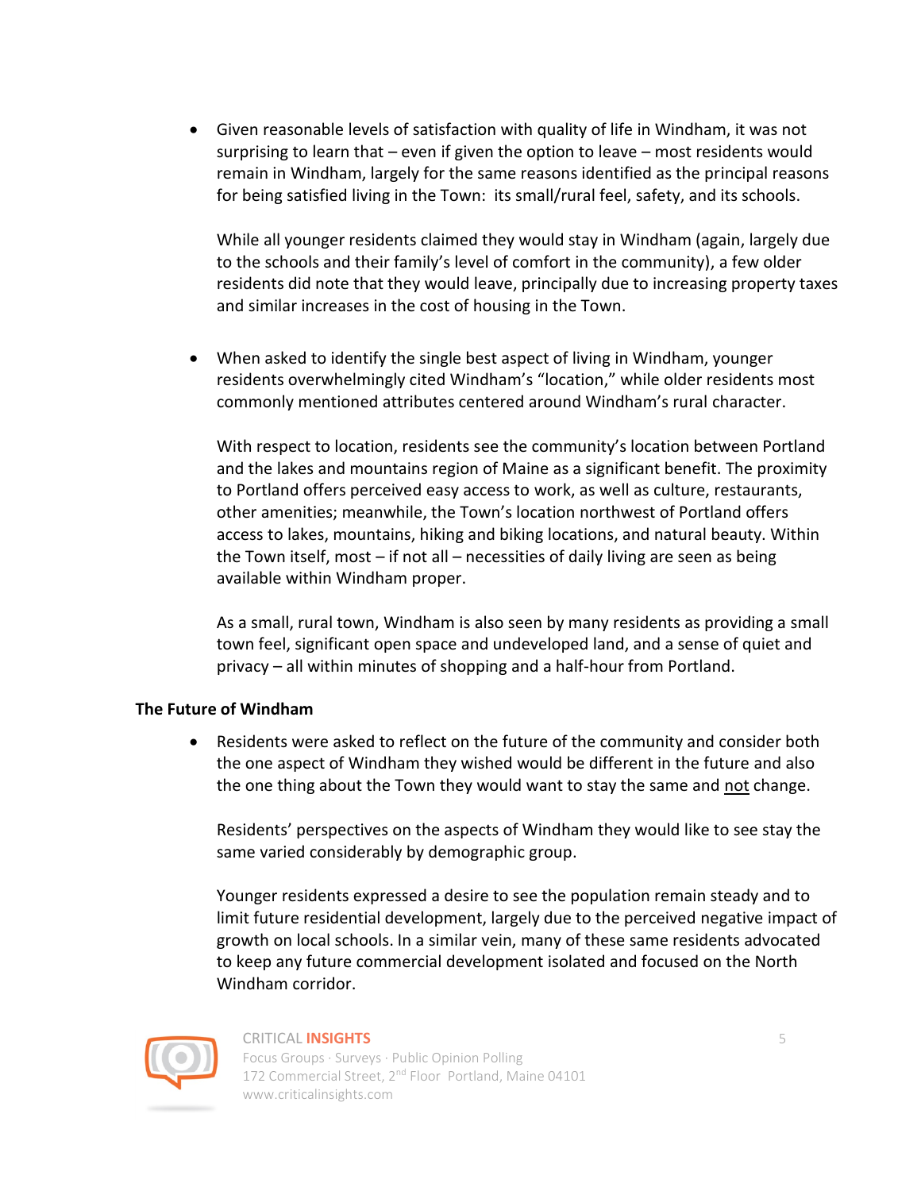- Given reasonable levels of satisfaction with quality of life in Windham, it was not surprising to learn that – even if given the option to leave – most residents would remain in Windham, largely for the same reasons identified as the principal reasons for being satisfied living in the Town: its small/rural feel, safety, and its schools.

  While all younger residents claimed they would stay in Windham (again, largely due to the schools and their family's level of comfort in the community), a few older residents did note that they would leave, principally due to increasing property taxes and similar increases in the cost of housing in the Town.

- When asked to identify the single best aspect of living in Windham, younger residents overwhelmingly cited Windham's "location," while older residents most commonly mentioned attributes centered around Windham's rural character.

  With respect to location, residents see the community's location between Portland and the lakes and mountains region of Maine as a significant benefit. The proximity to Portland offers perceived easy access to work, as well as culture, restaurants, other amenities; meanwhile, the Town's location northwest of Portland offers access to lakes, mountains, hiking and biking locations, and natural beauty. Within the Town itself, most – if not all – necessities of daily living are seen as being available within Windham proper.

  As a small, rural town, Windham is also seen by many residents as providing a small town feel, significant open space and undeveloped land, and a sense of quiet and privacy – all within minutes of shopping and a half-hour from Portland.

**The Future of Windham**

- Residents were asked to reflect on the future of the community and consider both the one aspect of Windham they wished would be different in the future and also the one thing about the Town they would want to stay the same and not change.

  Residents' perspectives on the aspects of Windham they would like to see stay the same varied considerably by demographic group.

  Younger residents expressed a desire to see the population remain steady and to limit future residential development, largely due to the perceived negative impact of growth on local schools. In a similar vein, many of these same residents advocated to keep any future commercial development isolated and focused on the North Windham corridor.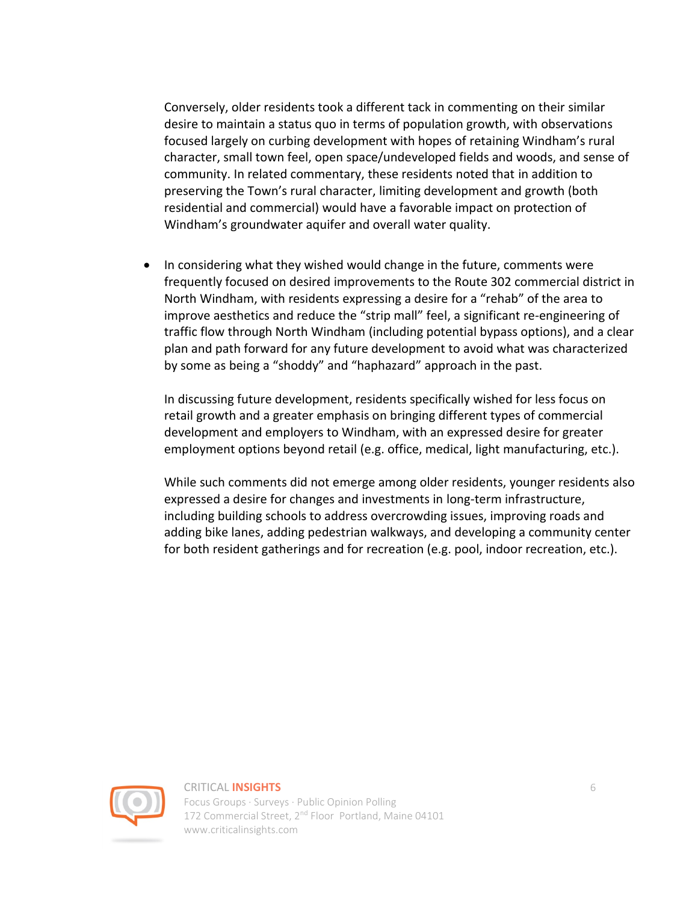Conversely, older residents took a different tack in commenting on their similar desire to maintain a status quo in terms of population growth, with observations focused largely on curbing development with hopes of retaining Windham's rural character, small town feel, open space/undeveloped fields and woods, and sense of community. In related commentary, these residents noted that in addition to preserving the Town's rural character, limiting development and growth (both residential and commercial) would have a favorable impact on protection of Windham's groundwater aquifer and overall water quality.

- In considering what they wished would change in the future, comments were frequently focused on desired improvements to the Route 302 commercial district in North Windham, with residents expressing a desire for a "rehab" of the area to improve aesthetics and reduce the "strip mall" feel, a significant re-engineering of traffic flow through North Windham (including potential bypass options), and a clear plan and path forward for any future development to avoid what was characterized by some as being a "shoddy" and "haphazard" approach in the past.

  In discussing future development, residents specifically wished for less focus on retail growth and a greater emphasis on bringing different types of commercial development and employers to Windham, with an expressed desire for greater employment options beyond retail (e.g. office, medical, light manufacturing, etc.).

  While such comments did not emerge among older residents, younger residents also expressed a desire for changes and investments in long-term infrastructure, including building schools to address overcrowding issues, improving roads and adding bike lanes, adding pedestrian walkways, and developing a community center for both resident gatherings and for recreation (e.g. pool, indoor recreation, etc.).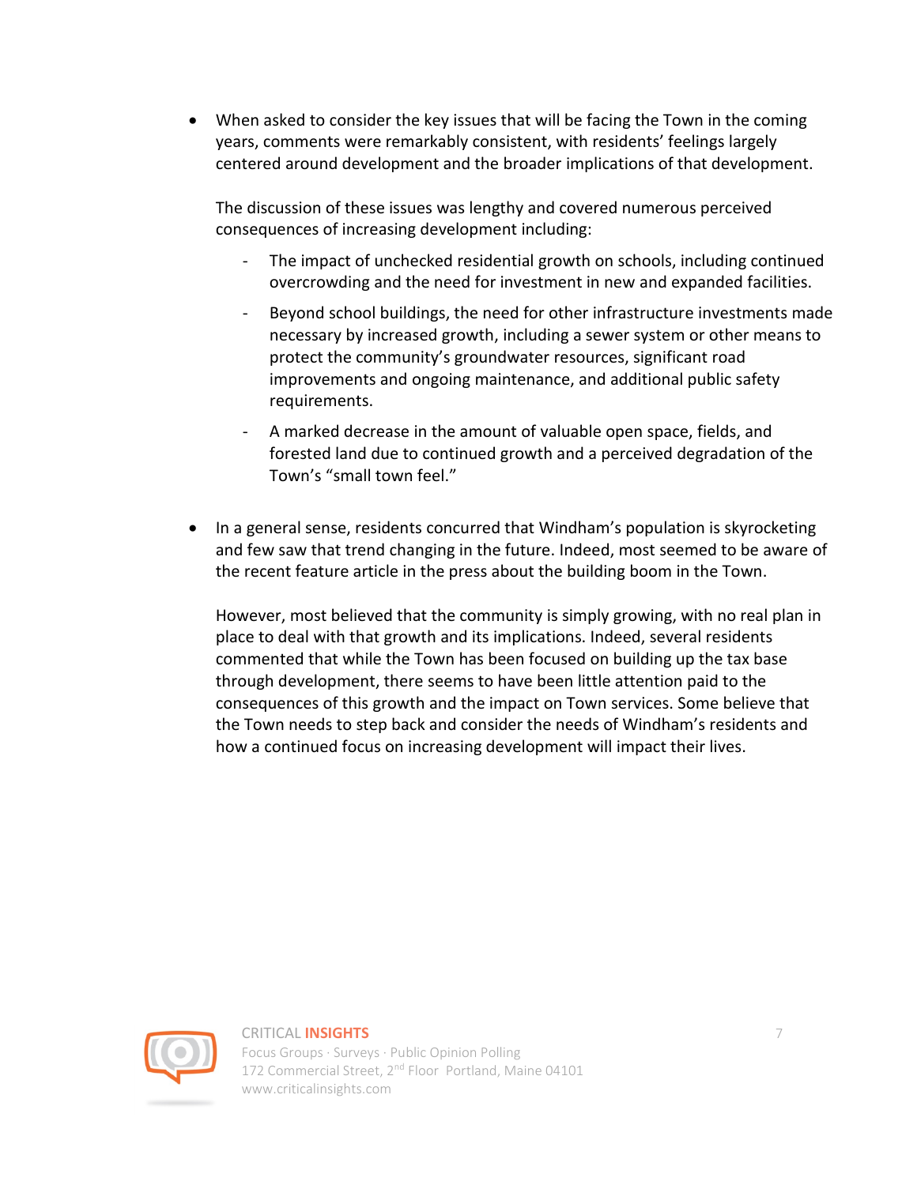- When asked to consider the key issues that will be facing the Town in the coming years, comments were remarkably consistent, with residents' feelings largely centered around development and the broader implications of that development.

  The discussion of these issues was lengthy and covered numerous perceived consequences of increasing development including:

  - The impact of unchecked residential growth on schools, including continued overcrowding and the need for investment in new and expanded facilities.
  - Beyond school buildings, the need for other infrastructure investments made necessary by increased growth, including a sewer system or other means to protect the community's groundwater resources, significant road improvements and ongoing maintenance, and additional public safety requirements.
  - A marked decrease in the amount of valuable open space, fields, and forested land due to continued growth and a perceived degradation of the Town's "small town feel."

- In a general sense, residents concurred that Windham's population is skyrocketing and few saw that trend changing in the future. Indeed, most seemed to be aware of the recent feature article in the press about the building boom in the Town.

  However, most believed that the community is simply growing, with no real plan in place to deal with that growth and its implications. Indeed, several residents commented that while the Town has been focused on building up the tax base through development, there seems to have been little attention paid to the consequences of this growth and the impact on Town services. Some believe that the Town needs to step back and consider the needs of Windham's residents and how a continued focus on increasing development will impact their lives.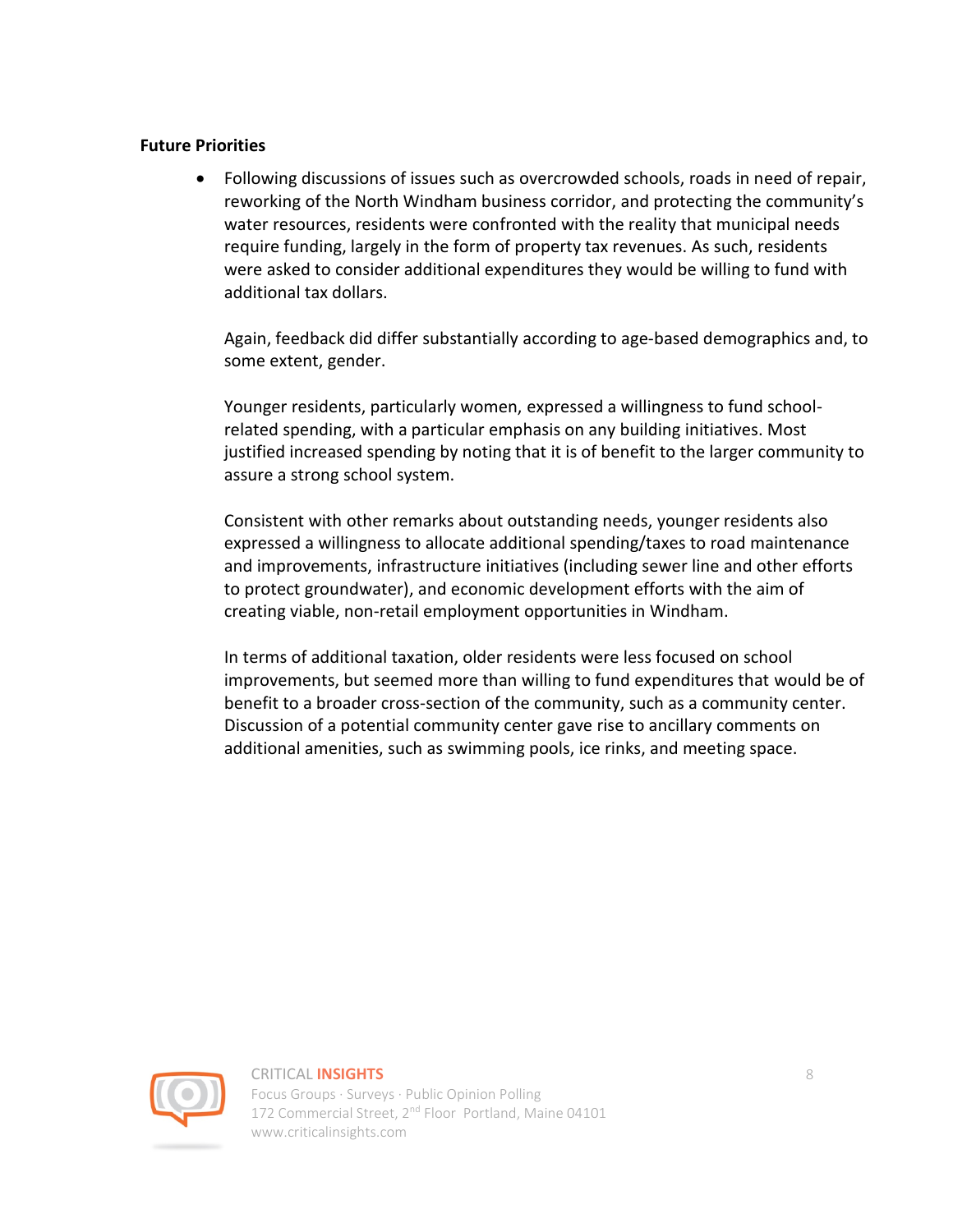**Future Priorities**

- Following discussions of issues such as overcrowded schools, roads in need of repair, reworking of the North Windham business corridor, and protecting the community's water resources, residents were confronted with the reality that municipal needs require funding, largely in the form of property tax revenues. As such, residents were asked to consider additional expenditures they would be willing to fund with additional tax dollars.

  Again, feedback did differ substantially according to age-based demographics and, to some extent, gender.

  Younger residents, particularly women, expressed a willingness to fund school-related spending, with a particular emphasis on any building initiatives. Most justified increased spending by noting that it is of benefit to the larger community to assure a strong school system.

  Consistent with other remarks about outstanding needs, younger residents also expressed a willingness to allocate additional spending/taxes to road maintenance and improvements, infrastructure initiatives (including sewer line and other efforts to protect groundwater), and economic development efforts with the aim of creating viable, non-retail employment opportunities in Windham.

  In terms of additional taxation, older residents were less focused on school improvements, but seemed more than willing to fund expenditures that would be of benefit to a broader cross-section of the community, such as a community center. Discussion of a potential community center gave rise to ancillary comments on additional amenities, such as swimming pools, ice rinks, and meeting space.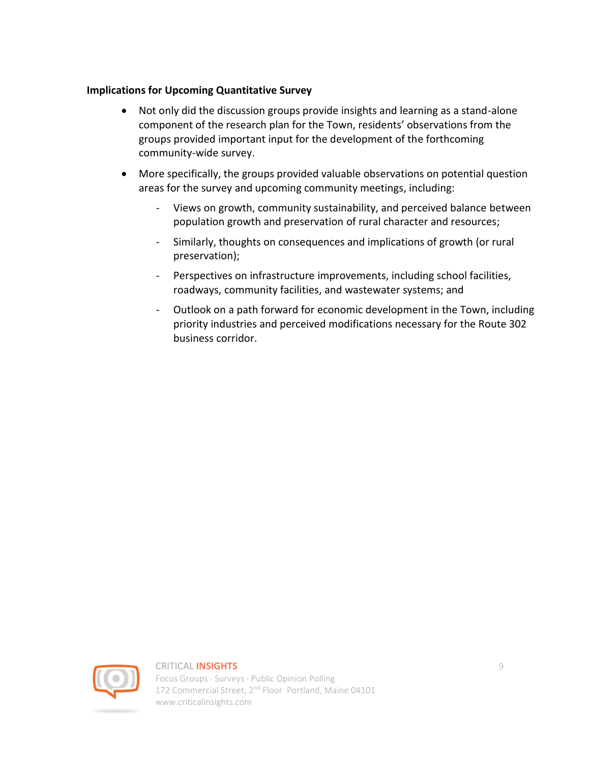**Implications for Upcoming Quantitative Survey**

- Not only did the discussion groups provide insights and learning as a stand-alone component of the research plan for the Town, residents' observations from the groups provided important input for the development of the forthcoming community-wide survey.

- More specifically, the groups provided valuable observations on potential question areas for the survey and upcoming community meetings, including:

  - Views on growth, community sustainability, and perceived balance between population growth and preservation of rural character and resources;

  - Similarly, thoughts on consequences and implications of growth (or rural preservation);

  - Perspectives on infrastructure improvements, including school facilities, roadways, community facilities, and wastewater systems; and

  - Outlook on a path forward for economic development in the Town, including priority industries and perceived modifications necessary for the Route 302 business corridor.